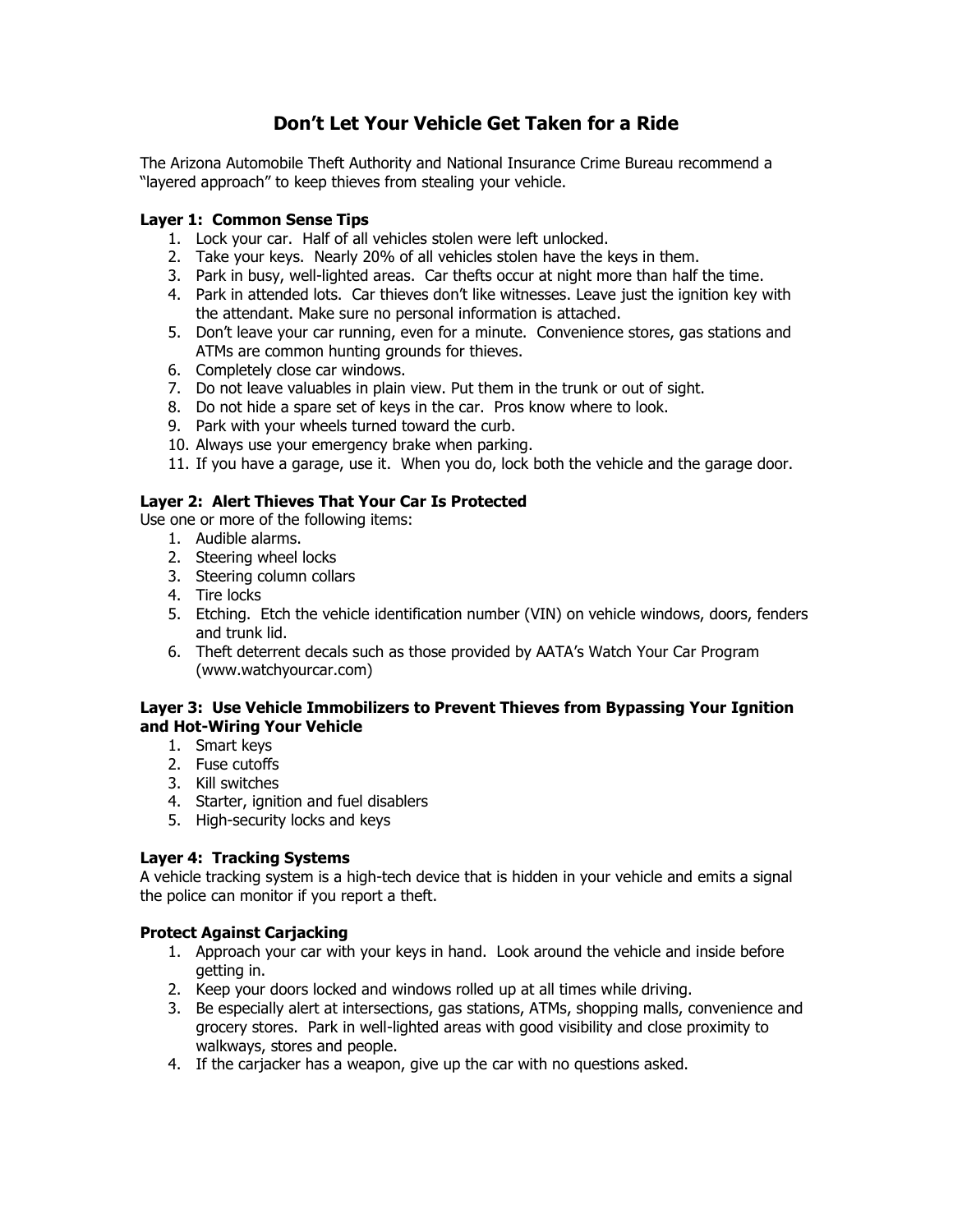# Don't Let Your Vehicle Get Taken for a Ride

The Arizona Automobile Theft Authority and National Insurance Crime Bureau recommend a "layered approach" to keep thieves from stealing your vehicle.

**Layer 1: Common Sense Tips**

1. Lock your car. Half of all vehicles stolen were left unlocked.
2. Take your keys. Nearly 20% of all vehicles stolen have the keys in them.
3. Park in busy, well-lighted areas. Car thefts occur at night more than half the time.
4. Park in attended lots. Car thieves don't like witnesses. Leave just the ignition key with the attendant. Make sure no personal information is attached.
5. Don't leave your car running, even for a minute. Convenience stores, gas stations and ATMs are common hunting grounds for thieves.
6. Completely close car windows.
7. Do not leave valuables in plain view. Put them in the trunk or out of sight.
8. Do not hide a spare set of keys in the car. Pros know where to look.
9. Park with your wheels turned toward the curb.
10. Always use your emergency brake when parking.
11. If you have a garage, use it. When you do, lock both the vehicle and the garage door.

**Layer 2: Alert Thieves That Your Car Is Protected**

Use one or more of the following items:

1. Audible alarms.
2. Steering wheel locks
3. Steering column collars
4. Tire locks
5. Etching. Etch the vehicle identification number (VIN) on vehicle windows, doors, fenders and trunk lid.
6. Theft deterrent decals such as those provided by AATA's Watch Your Car Program (www.watchyourcar.com)

**Layer 3: Use Vehicle Immobilizers to Prevent Thieves from Bypassing Your Ignition and Hot-Wiring Your Vehicle**

1. Smart keys
2. Fuse cutoffs
3. Kill switches
4. Starter, ignition and fuel disablers
5. High-security locks and keys

**Layer 4: Tracking Systems**

A vehicle tracking system is a high-tech device that is hidden in your vehicle and emits a signal the police can monitor if you report a theft.

**Protect Against Carjacking**

1. Approach your car with your keys in hand. Look around the vehicle and inside before getting in.
2. Keep your doors locked and windows rolled up at all times while driving.
3. Be especially alert at intersections, gas stations, ATMs, shopping malls, convenience and grocery stores. Park in well-lighted areas with good visibility and close proximity to walkways, stores and people.
4. If the carjacker has a weapon, give up the car with no questions asked.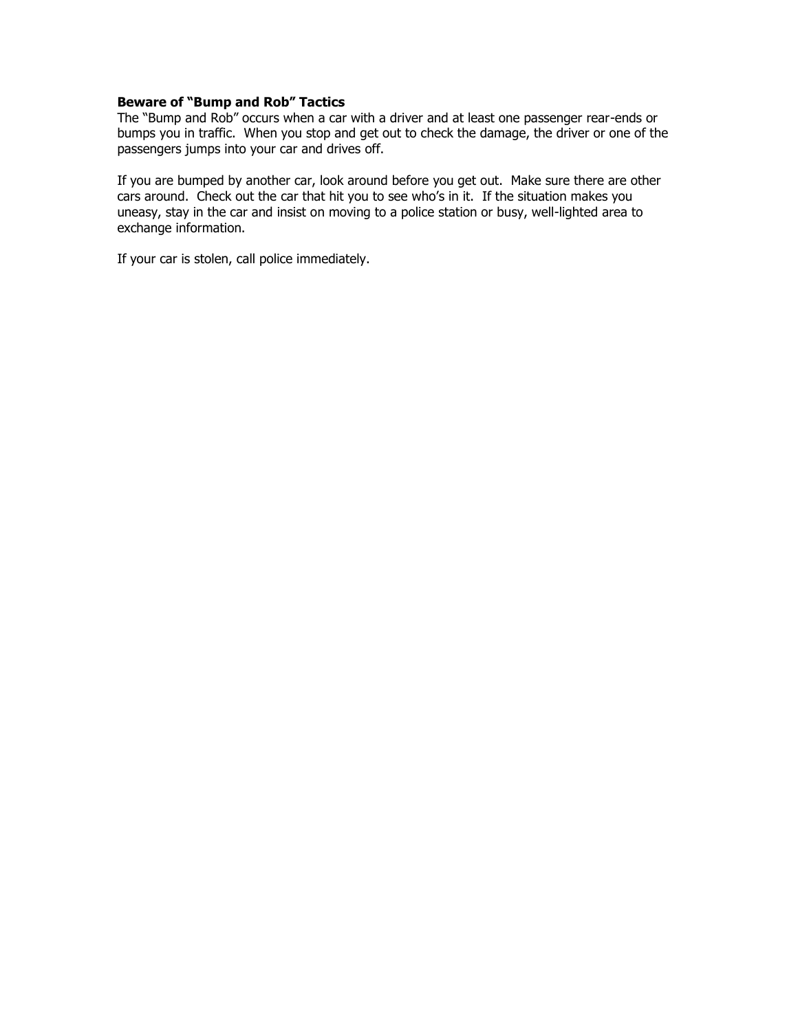**Beware of "Bump and Rob" Tactics**

The "Bump and Rob" occurs when a car with a driver and at least one passenger rear-ends or bumps you in traffic. When you stop and get out to check the damage, the driver or one of the passengers jumps into your car and drives off.

If you are bumped by another car, look around before you get out. Make sure there are other cars around. Check out the car that hit you to see who's in it. If the situation makes you uneasy, stay in the car and insist on moving to a police station or busy, well-lighted area to exchange information.

If your car is stolen, call police immediately.